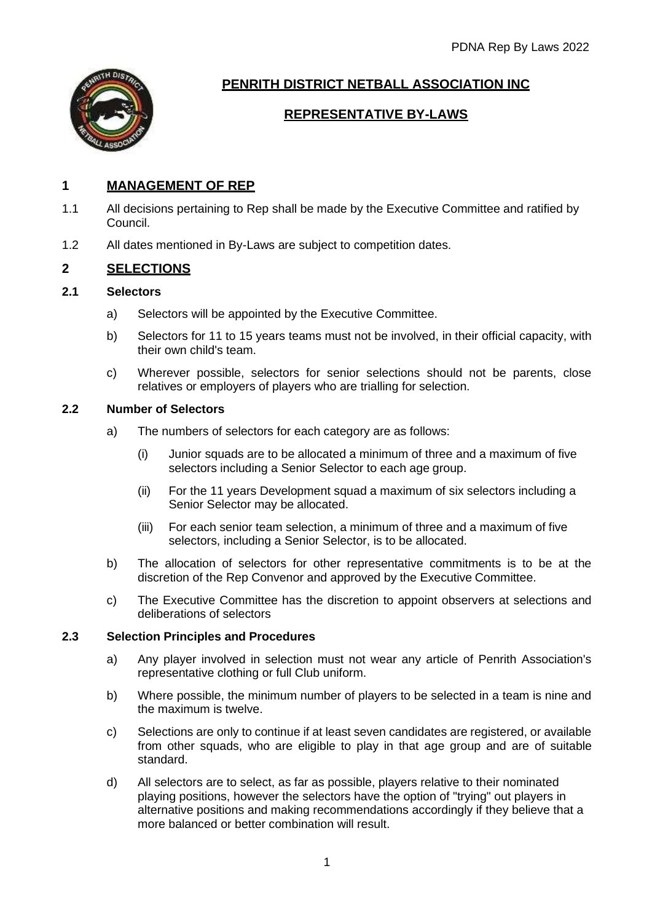# PENRITH DISTRICT NETBALL ASSOCIATION INC

## REPRESENTATIVE BY-LAWS

## 1 MANAGEMENT OF REP

1.1 All decisions pertaining to Rep shall be made by the Executive Committee and ratified by Council.

1.2 All dates mentioned in By-Laws are subject to competition dates.

## 2 SELECTIONS

### 2.1 Selectors

a) Selectors will be appointed by the Executive Committee.

b) Selectors for 11 to 15 years teams must not be involved, in their official capacity, with their own child's team.

c) Wherever possible, selectors for senior selections should not be parents, close relatives or employers of players who are trialling for selection.

### 2.2 Number of Selectors

a) The numbers of selectors for each category are as follows:

   (i) Junior squads are to be allocated a minimum of three and a maximum of five selectors including a Senior Selector to each age group.

   (ii) For the 11 years Development squad a maximum of six selectors including a Senior Selector may be allocated.

   (iii) For each senior team selection, a minimum of three and a maximum of five selectors, including a Senior Selector, is to be allocated.

b) The allocation of selectors for other representative commitments is to be at the discretion of the Rep Convenor and approved by the Executive Committee.

c) The Executive Committee has the discretion to appoint observers at selections and deliberations of selectors

### 2.3 Selection Principles and Procedures

a) Any player involved in selection must not wear any article of Penrith Association's representative clothing or full Club uniform.

b) Where possible, the minimum number of players to be selected in a team is nine and the maximum is twelve.

c) Selections are only to continue if at least seven candidates are registered, or available from other squads, who are eligible to play in that age group and are of suitable standard.

d) All selectors are to select, as far as possible, players relative to their nominated playing positions, however the selectors have the option of "trying" out players in alternative positions and making recommendations accordingly if they believe that a more balanced or better combination will result.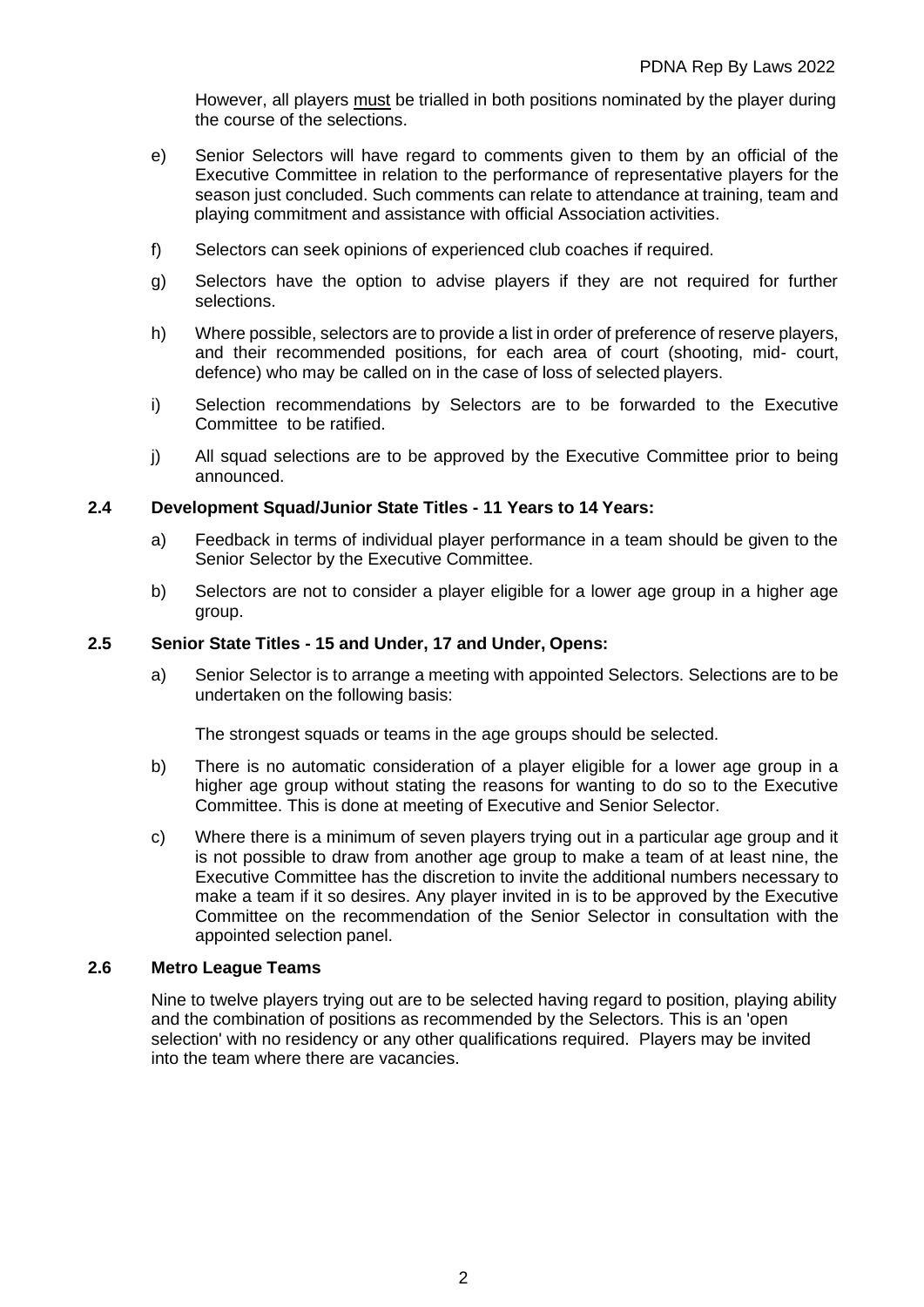However, all players must be trialled in both positions nominated by the player during the course of the selections.

e) Senior Selectors will have regard to comments given to them by an official of the Executive Committee in relation to the performance of representative players for the season just concluded. Such comments can relate to attendance at training, team and playing commitment and assistance with official Association activities.

f) Selectors can seek opinions of experienced club coaches if required.

g) Selectors have the option to advise players if they are not required for further selections.

h) Where possible, selectors are to provide a list in order of preference of reserve players, and their recommended positions, for each area of court (shooting, mid- court, defence) who may be called on in the case of loss of selected players.

i) Selection recommendations by Selectors are to be forwarded to the Executive Committee to be ratified.

j) All squad selections are to be approved by the Executive Committee prior to being announced.

**2.4 Development Squad/Junior State Titles - 11 Years to 14 Years:**

a) Feedback in terms of individual player performance in a team should be given to the Senior Selector by the Executive Committee.

b) Selectors are not to consider a player eligible for a lower age group in a higher age group.

**2.5 Senior State Titles - 15 and Under, 17 and Under, Opens:**

a) Senior Selector is to arrange a meeting with appointed Selectors. Selections are to be undertaken on the following basis:

The strongest squads or teams in the age groups should be selected.

b) There is no automatic consideration of a player eligible for a lower age group in a higher age group without stating the reasons for wanting to do so to the Executive Committee. This is done at meeting of Executive and Senior Selector.

c) Where there is a minimum of seven players trying out in a particular age group and it is not possible to draw from another age group to make a team of at least nine, the Executive Committee has the discretion to invite the additional numbers necessary to make a team if it so desires. Any player invited in is to be approved by the Executive Committee on the recommendation of the Senior Selector in consultation with the appointed selection panel.

**2.6 Metro League Teams**

Nine to twelve players trying out are to be selected having regard to position, playing ability and the combination of positions as recommended by the Selectors. This is an 'open selection' with no residency or any other qualifications required. Players may be invited into the team where there are vacancies.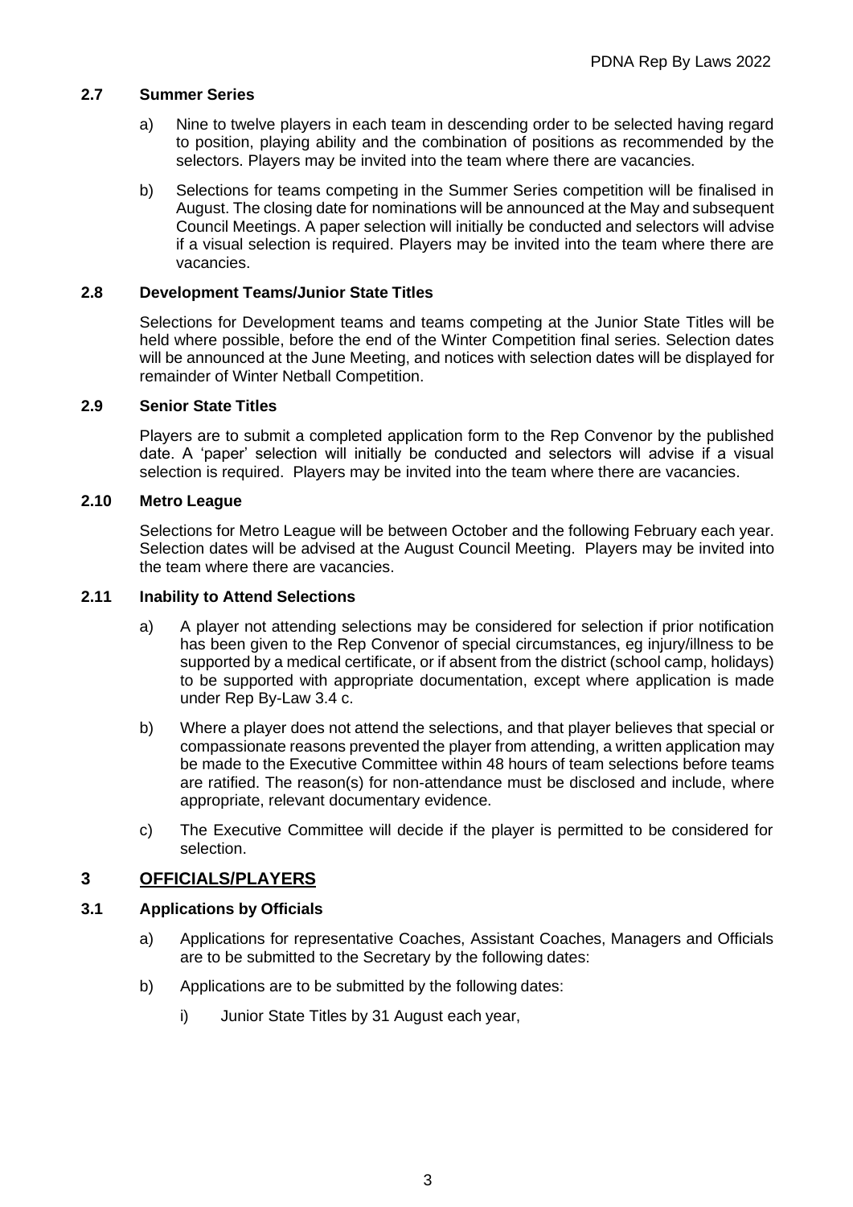### 2.7 Summer Series

a) Nine to twelve players in each team in descending order to be selected having regard to position, playing ability and the combination of positions as recommended by the selectors. Players may be invited into the team where there are vacancies.

b) Selections for teams competing in the Summer Series competition will be finalised in August. The closing date for nominations will be announced at the May and subsequent Council Meetings. A paper selection will initially be conducted and selectors will advise if a visual selection is required. Players may be invited into the team where there are vacancies.

### 2.8 Development Teams/Junior State Titles

Selections for Development teams and teams competing at the Junior State Titles will be held where possible, before the end of the Winter Competition final series. Selection dates will be announced at the June Meeting, and notices with selection dates will be displayed for remainder of Winter Netball Competition.

### 2.9 Senior State Titles

Players are to submit a completed application form to the Rep Convenor by the published date. A 'paper' selection will initially be conducted and selectors will advise if a visual selection is required. Players may be invited into the team where there are vacancies.

### 2.10 Metro League

Selections for Metro League will be between October and the following February each year. Selection dates will be advised at the August Council Meeting. Players may be invited into the team where there are vacancies.

### 2.11 Inability to Attend Selections

a) A player not attending selections may be considered for selection if prior notification has been given to the Rep Convenor of special circumstances, eg injury/illness to be supported by a medical certificate, or if absent from the district (school camp, holidays) to be supported with appropriate documentation, except where application is made under Rep By-Law 3.4 c.

b) Where a player does not attend the selections, and that player believes that special or compassionate reasons prevented the player from attending, a written application may be made to the Executive Committee within 48 hours of team selections before teams are ratified. The reason(s) for non-attendance must be disclosed and include, where appropriate, relevant documentary evidence.

c) The Executive Committee will decide if the player is permitted to be considered for selection.

## 3 OFFICIALS/PLAYERS

### 3.1 Applications by Officials

a) Applications for representative Coaches, Assistant Coaches, Managers and Officials are to be submitted to the Secretary by the following dates:

b) Applications are to be submitted by the following dates:

   i) Junior State Titles by 31 August each year,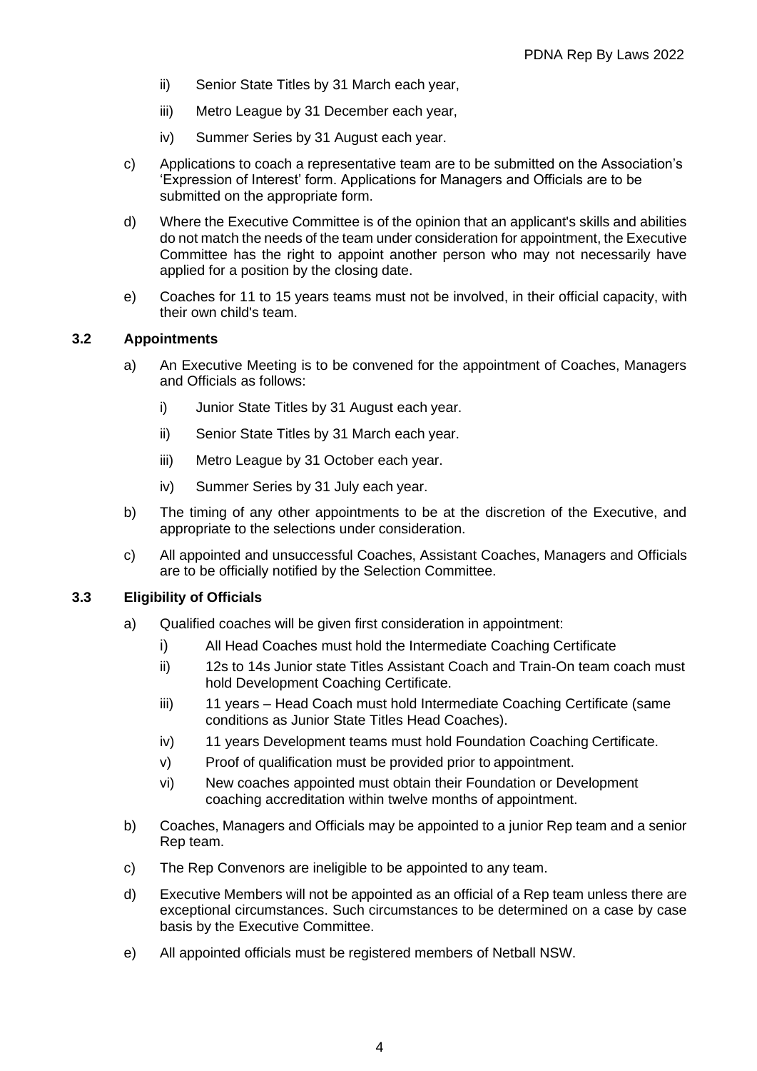ii) Senior State Titles by 31 March each year,

iii) Metro League by 31 December each year,

iv) Summer Series by 31 August each year.

c) Applications to coach a representative team are to be submitted on the Association's 'Expression of Interest' form. Applications for Managers and Officials are to be submitted on the appropriate form.

d) Where the Executive Committee is of the opinion that an applicant's skills and abilities do not match the needs of the team under consideration for appointment, the Executive Committee has the right to appoint another person who may not necessarily have applied for a position by the closing date.

e) Coaches for 11 to 15 years teams must not be involved, in their official capacity, with their own child's team.

### 3.2 Appointments

a) An Executive Meeting is to be convened for the appointment of Coaches, Managers and Officials as follows:

i) Junior State Titles by 31 August each year.

ii) Senior State Titles by 31 March each year.

iii) Metro League by 31 October each year.

iv) Summer Series by 31 July each year.

b) The timing of any other appointments to be at the discretion of the Executive, and appropriate to the selections under consideration.

c) All appointed and unsuccessful Coaches, Assistant Coaches, Managers and Officials are to be officially notified by the Selection Committee.

### 3.3 Eligibility of Officials

a) Qualified coaches will be given first consideration in appointment:

i) All Head Coaches must hold the Intermediate Coaching Certificate

ii) 12s to 14s Junior state Titles Assistant Coach and Train-On team coach must hold Development Coaching Certificate.

iii) 11 years – Head Coach must hold Intermediate Coaching Certificate (same conditions as Junior State Titles Head Coaches).

iv) 11 years Development teams must hold Foundation Coaching Certificate.

v) Proof of qualification must be provided prior to appointment.

vi) New coaches appointed must obtain their Foundation or Development coaching accreditation within twelve months of appointment.

b) Coaches, Managers and Officials may be appointed to a junior Rep team and a senior Rep team.

c) The Rep Convenors are ineligible to be appointed to any team.

d) Executive Members will not be appointed as an official of a Rep team unless there are exceptional circumstances. Such circumstances to be determined on a case by case basis by the Executive Committee.

e) All appointed officials must be registered members of Netball NSW.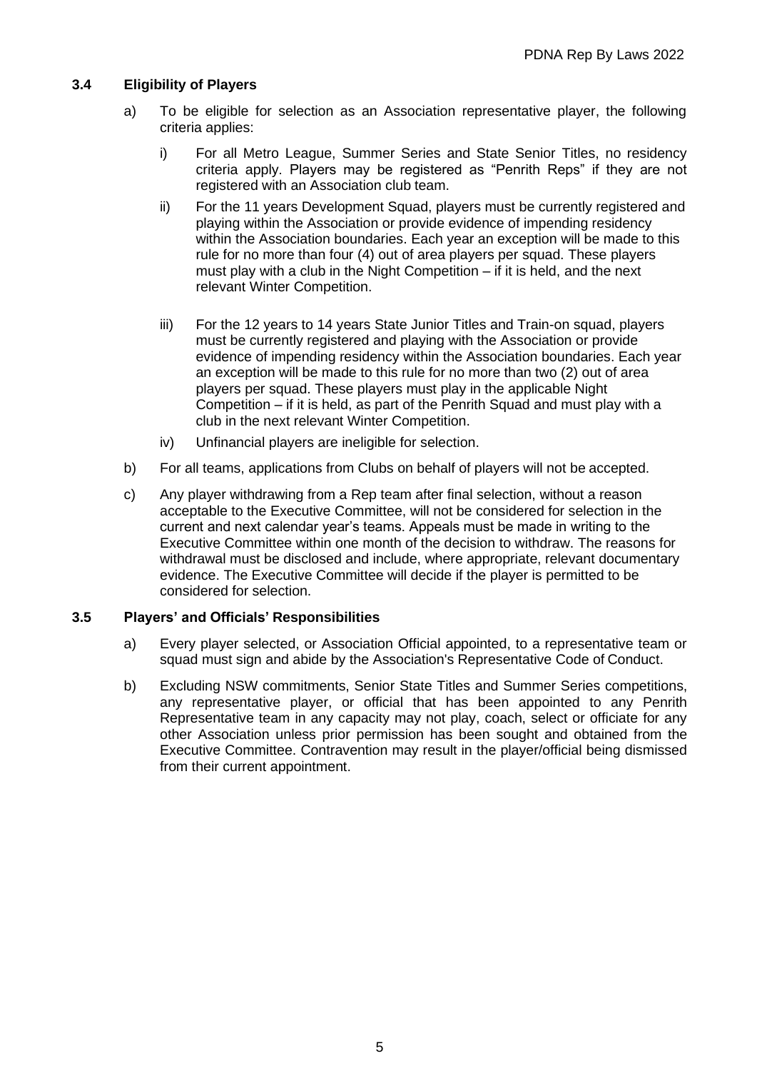### 3.4 Eligibility of Players

a) To be eligible for selection as an Association representative player, the following criteria applies:

   i) For all Metro League, Summer Series and State Senior Titles, no residency criteria apply. Players may be registered as "Penrith Reps" if they are not registered with an Association club team.

   ii) For the 11 years Development Squad, players must be currently registered and playing within the Association or provide evidence of impending residency within the Association boundaries. Each year an exception will be made to this rule for no more than four (4) out of area players per squad. These players must play with a club in the Night Competition – if it is held, and the next relevant Winter Competition.

   iii) For the 12 years to 14 years State Junior Titles and Train-on squad, players must be currently registered and playing with the Association or provide evidence of impending residency within the Association boundaries. Each year an exception will be made to this rule for no more than two (2) out of area players per squad. These players must play in the applicable Night Competition – if it is held, as part of the Penrith Squad and must play with a club in the next relevant Winter Competition.

   iv) Unfinancial players are ineligible for selection.

b) For all teams, applications from Clubs on behalf of players will not be accepted.

c) Any player withdrawing from a Rep team after final selection, without a reason acceptable to the Executive Committee, will not be considered for selection in the current and next calendar year's teams. Appeals must be made in writing to the Executive Committee within one month of the decision to withdraw. The reasons for withdrawal must be disclosed and include, where appropriate, relevant documentary evidence. The Executive Committee will decide if the player is permitted to be considered for selection.

### 3.5 Players' and Officials' Responsibilities

a) Every player selected, or Association Official appointed, to a representative team or squad must sign and abide by the Association's Representative Code of Conduct.

b) Excluding NSW commitments, Senior State Titles and Summer Series competitions, any representative player, or official that has been appointed to any Penrith Representative team in any capacity may not play, coach, select or officiate for any other Association unless prior permission has been sought and obtained from the Executive Committee. Contravention may result in the player/official being dismissed from their current appointment.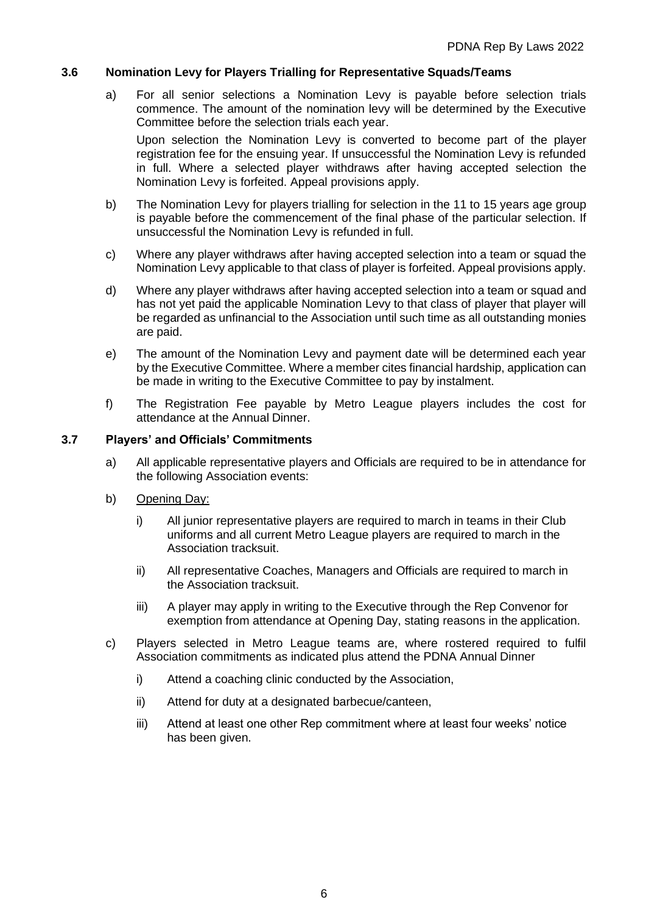### 3.6 Nomination Levy for Players Trialling for Representative Squads/Teams

a) For all senior selections a Nomination Levy is payable before selection trials commence. The amount of the nomination levy will be determined by the Executive Committee before the selection trials each year.

   Upon selection the Nomination Levy is converted to become part of the player registration fee for the ensuing year. If unsuccessful the Nomination Levy is refunded in full. Where a selected player withdraws after having accepted selection the Nomination Levy is forfeited. Appeal provisions apply.

b) The Nomination Levy for players trialling for selection in the 11 to 15 years age group is payable before the commencement of the final phase of the particular selection. If unsuccessful the Nomination Levy is refunded in full.

c) Where any player withdraws after having accepted selection into a team or squad the Nomination Levy applicable to that class of player is forfeited. Appeal provisions apply.

d) Where any player withdraws after having accepted selection into a team or squad and has not yet paid the applicable Nomination Levy to that class of player that player will be regarded as unfinancial to the Association until such time as all outstanding monies are paid.

e) The amount of the Nomination Levy and payment date will be determined each year by the Executive Committee. Where a member cites financial hardship, application can be made in writing to the Executive Committee to pay by instalment.

f) The Registration Fee payable by Metro League players includes the cost for attendance at the Annual Dinner.

### 3.7 Players' and Officials' Commitments

a) All applicable representative players and Officials are required to be in attendance for the following Association events:

b) Opening Day:

   i) All junior representative players are required to march in teams in their Club uniforms and all current Metro League players are required to march in the Association tracksuit.

   ii) All representative Coaches, Managers and Officials are required to march in the Association tracksuit.

   iii) A player may apply in writing to the Executive through the Rep Convenor for exemption from attendance at Opening Day, stating reasons in the application.

c) Players selected in Metro League teams are, where rostered required to fulfil Association commitments as indicated plus attend the PDNA Annual Dinner

   i) Attend a coaching clinic conducted by the Association,

   ii) Attend for duty at a designated barbecue/canteen,

   iii) Attend at least one other Rep commitment where at least four weeks' notice has been given.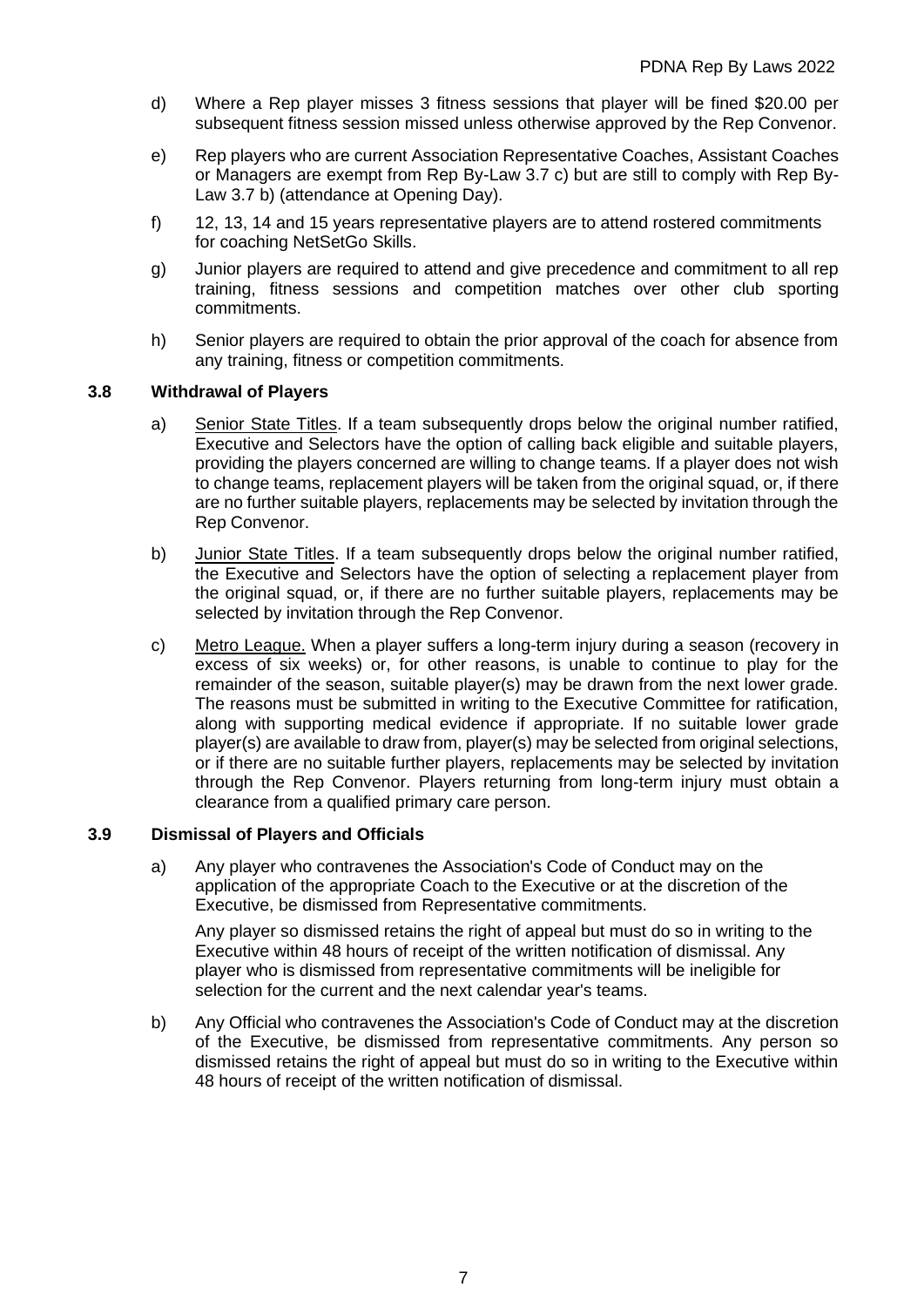d) Where a Rep player misses 3 fitness sessions that player will be fined $20.00 per subsequent fitness session missed unless otherwise approved by the Rep Convenor.

e) Rep players who are current Association Representative Coaches, Assistant Coaches or Managers are exempt from Rep By-Law 3.7 c) but are still to comply with Rep By-Law 3.7 b) (attendance at Opening Day).

f) 12, 13, 14 and 15 years representative players are to attend rostered commitments for coaching NetSetGo Skills.

g) Junior players are required to attend and give precedence and commitment to all rep training, fitness sessions and competition matches over other club sporting commitments.

h) Senior players are required to obtain the prior approval of the coach for absence from any training, fitness or competition commitments.

### 3.8 Withdrawal of Players

a) Senior State Titles. If a team subsequently drops below the original number ratified, Executive and Selectors have the option of calling back eligible and suitable players, providing the players concerned are willing to change teams. If a player does not wish to change teams, replacement players will be taken from the original squad, or, if there are no further suitable players, replacements may be selected by invitation through the Rep Convenor.

b) Junior State Titles. If a team subsequently drops below the original number ratified, the Executive and Selectors have the option of selecting a replacement player from the original squad, or, if there are no further suitable players, replacements may be selected by invitation through the Rep Convenor.

c) Metro League. When a player suffers a long-term injury during a season (recovery in excess of six weeks) or, for other reasons, is unable to continue to play for the remainder of the season, suitable player(s) may be drawn from the next lower grade. The reasons must be submitted in writing to the Executive Committee for ratification, along with supporting medical evidence if appropriate. If no suitable lower grade player(s) are available to draw from, player(s) may be selected from original selections, or if there are no suitable further players, replacements may be selected by invitation through the Rep Convenor. Players returning from long-term injury must obtain a clearance from a qualified primary care person.

### 3.9 Dismissal of Players and Officials

a) Any player who contravenes the Association's Code of Conduct may on the application of the appropriate Coach to the Executive or at the discretion of the Executive, be dismissed from Representative commitments.

   Any player so dismissed retains the right of appeal but must do so in writing to the Executive within 48 hours of receipt of the written notification of dismissal. Any player who is dismissed from representative commitments will be ineligible for selection for the current and the next calendar year's teams.

b) Any Official who contravenes the Association's Code of Conduct may at the discretion of the Executive, be dismissed from representative commitments. Any person so dismissed retains the right of appeal but must do so in writing to the Executive within 48 hours of receipt of the written notification of dismissal.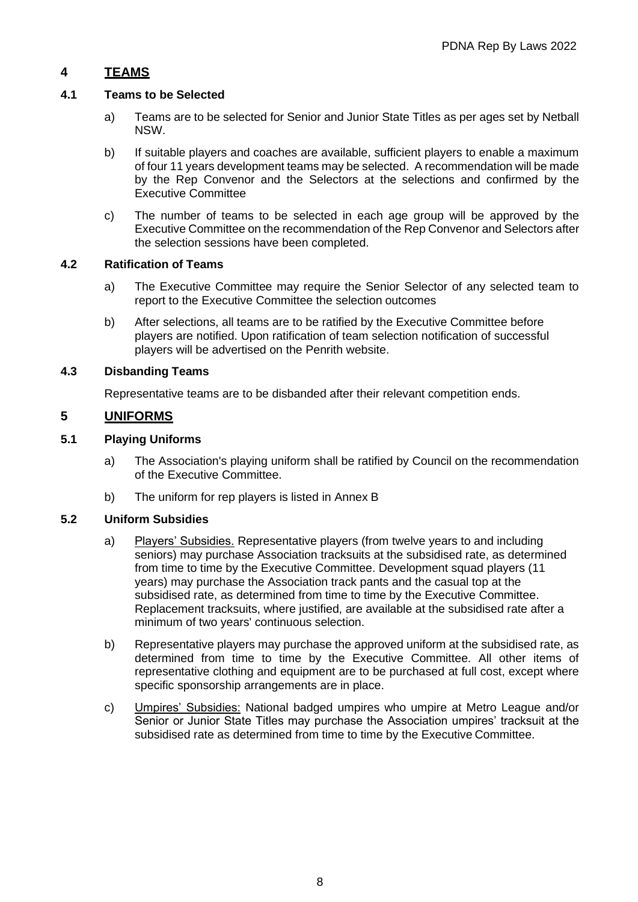## 4 TEAMS

### 4.1 Teams to be Selected

a) Teams are to be selected for Senior and Junior State Titles as per ages set by Netball NSW.

b) If suitable players and coaches are available, sufficient players to enable a maximum of four 11 years development teams may be selected. A recommendation will be made by the Rep Convenor and the Selectors at the selections and confirmed by the Executive Committee

c) The number of teams to be selected in each age group will be approved by the Executive Committee on the recommendation of the Rep Convenor and Selectors after the selection sessions have been completed.

### 4.2 Ratification of Teams

a) The Executive Committee may require the Senior Selector of any selected team to report to the Executive Committee the selection outcomes

b) After selections, all teams are to be ratified by the Executive Committee before players are notified. Upon ratification of team selection notification of successful players will be advertised on the Penrith website.

### 4.3 Disbanding Teams

Representative teams are to be disbanded after their relevant competition ends.

## 5 UNIFORMS

### 5.1 Playing Uniforms

a) The Association's playing uniform shall be ratified by Council on the recommendation of the Executive Committee.

b) The uniform for rep players is listed in Annex B

### 5.2 Uniform Subsidies

a) Players' Subsidies. Representative players (from twelve years to and including seniors) may purchase Association tracksuits at the subsidised rate, as determined from time to time by the Executive Committee. Development squad players (11 years) may purchase the Association track pants and the casual top at the subsidised rate, as determined from time to time by the Executive Committee. Replacement tracksuits, where justified, are available at the subsidised rate after a minimum of two years' continuous selection.

b) Representative players may purchase the approved uniform at the subsidised rate, as determined from time to time by the Executive Committee. All other items of representative clothing and equipment are to be purchased at full cost, except where specific sponsorship arrangements are in place.

c) Umpires' Subsidies: National badged umpires who umpire at Metro League and/or Senior or Junior State Titles may purchase the Association umpires' tracksuit at the subsidised rate as determined from time to time by the Executive Committee.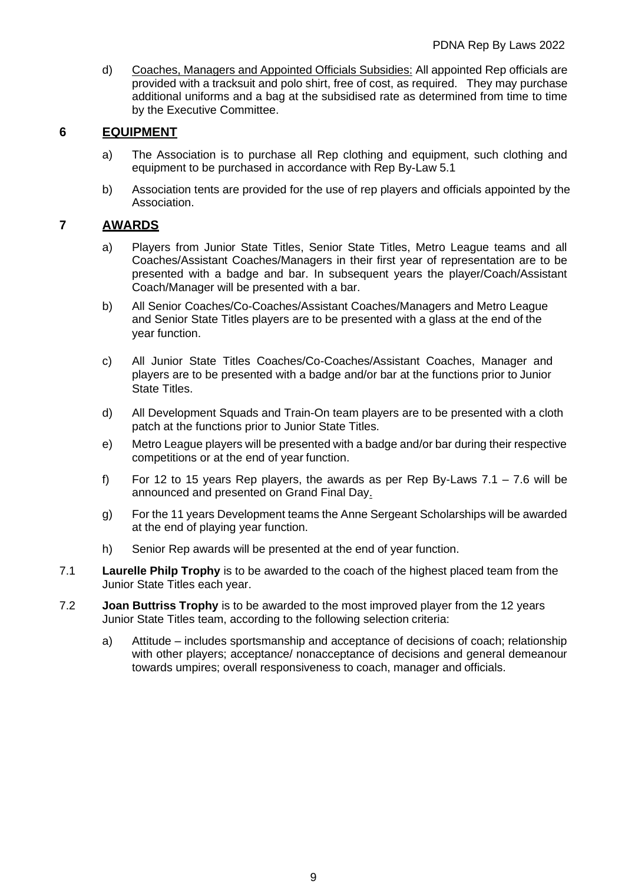d) Coaches, Managers and Appointed Officials Subsidies: All appointed Rep officials are provided with a tracksuit and polo shirt, free of cost, as required. They may purchase additional uniforms and a bag at the subsidised rate as determined from time to time by the Executive Committee.

## 6 EQUIPMENT

a) The Association is to purchase all Rep clothing and equipment, such clothing and equipment to be purchased in accordance with Rep By-Law 5.1

b) Association tents are provided for the use of rep players and officials appointed by the Association.

## 7 AWARDS

a) Players from Junior State Titles, Senior State Titles, Metro League teams and all Coaches/Assistant Coaches/Managers in their first year of representation are to be presented with a badge and bar. In subsequent years the player/Coach/Assistant Coach/Manager will be presented with a bar.

b) All Senior Coaches/Co-Coaches/Assistant Coaches/Managers and Metro League and Senior State Titles players are to be presented with a glass at the end of the year function.

c) All Junior State Titles Coaches/Co-Coaches/Assistant Coaches, Manager and players are to be presented with a badge and/or bar at the functions prior to Junior State Titles.

d) All Development Squads and Train-On team players are to be presented with a cloth patch at the functions prior to Junior State Titles.

e) Metro League players will be presented with a badge and/or bar during their respective competitions or at the end of year function.

f) For 12 to 15 years Rep players, the awards as per Rep By-Laws 7.1 – 7.6 will be announced and presented on Grand Final Day.

g) For the 11 years Development teams the Anne Sergeant Scholarships will be awarded at the end of playing year function.

h) Senior Rep awards will be presented at the end of year function.

7.1 **Laurelle Philp Trophy** is to be awarded to the coach of the highest placed team from the Junior State Titles each year.

7.2 **Joan Buttriss Trophy** is to be awarded to the most improved player from the 12 years Junior State Titles team, according to the following selection criteria:

a) Attitude – includes sportsmanship and acceptance of decisions of coach; relationship with other players; acceptance/ nonacceptance of decisions and general demeanour towards umpires; overall responsiveness to coach, manager and officials.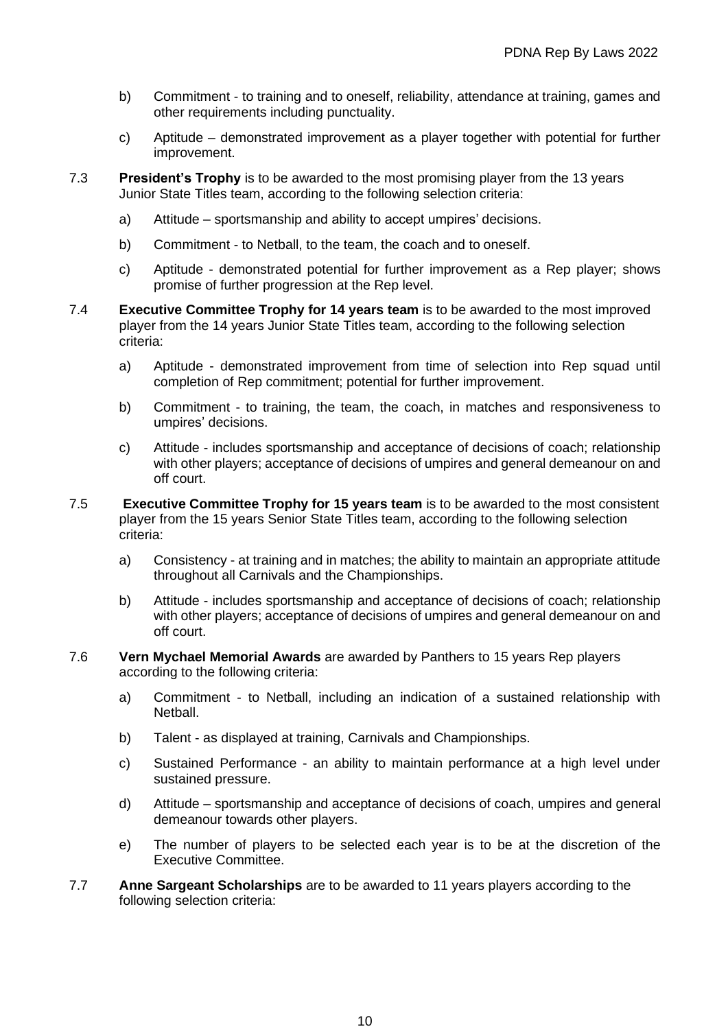b) Commitment - to training and to oneself, reliability, attendance at training, games and other requirements including punctuality.

c) Aptitude – demonstrated improvement as a player together with potential for further improvement.

7.3 **President's Trophy** is to be awarded to the most promising player from the 13 years Junior State Titles team, according to the following selection criteria:

a) Attitude – sportsmanship and ability to accept umpires' decisions.

b) Commitment - to Netball, to the team, the coach and to oneself.

c) Aptitude - demonstrated potential for further improvement as a Rep player; shows promise of further progression at the Rep level.

7.4 **Executive Committee Trophy for 14 years team** is to be awarded to the most improved player from the 14 years Junior State Titles team, according to the following selection criteria:

a) Aptitude - demonstrated improvement from time of selection into Rep squad until completion of Rep commitment; potential for further improvement.

b) Commitment - to training, the team, the coach, in matches and responsiveness to umpires' decisions.

c) Attitude - includes sportsmanship and acceptance of decisions of coach; relationship with other players; acceptance of decisions of umpires and general demeanour on and off court.

7.5 **Executive Committee Trophy for 15 years team** is to be awarded to the most consistent player from the 15 years Senior State Titles team, according to the following selection criteria:

a) Consistency - at training and in matches; the ability to maintain an appropriate attitude throughout all Carnivals and the Championships.

b) Attitude - includes sportsmanship and acceptance of decisions of coach; relationship with other players; acceptance of decisions of umpires and general demeanour on and off court.

7.6 **Vern Mychael Memorial Awards** are awarded by Panthers to 15 years Rep players according to the following criteria:

a) Commitment - to Netball, including an indication of a sustained relationship with Netball.

b) Talent - as displayed at training, Carnivals and Championships.

c) Sustained Performance - an ability to maintain performance at a high level under sustained pressure.

d) Attitude – sportsmanship and acceptance of decisions of coach, umpires and general demeanour towards other players.

e) The number of players to be selected each year is to be at the discretion of the Executive Committee.

7.7 **Anne Sargeant Scholarships** are to be awarded to 11 years players according to the following selection criteria: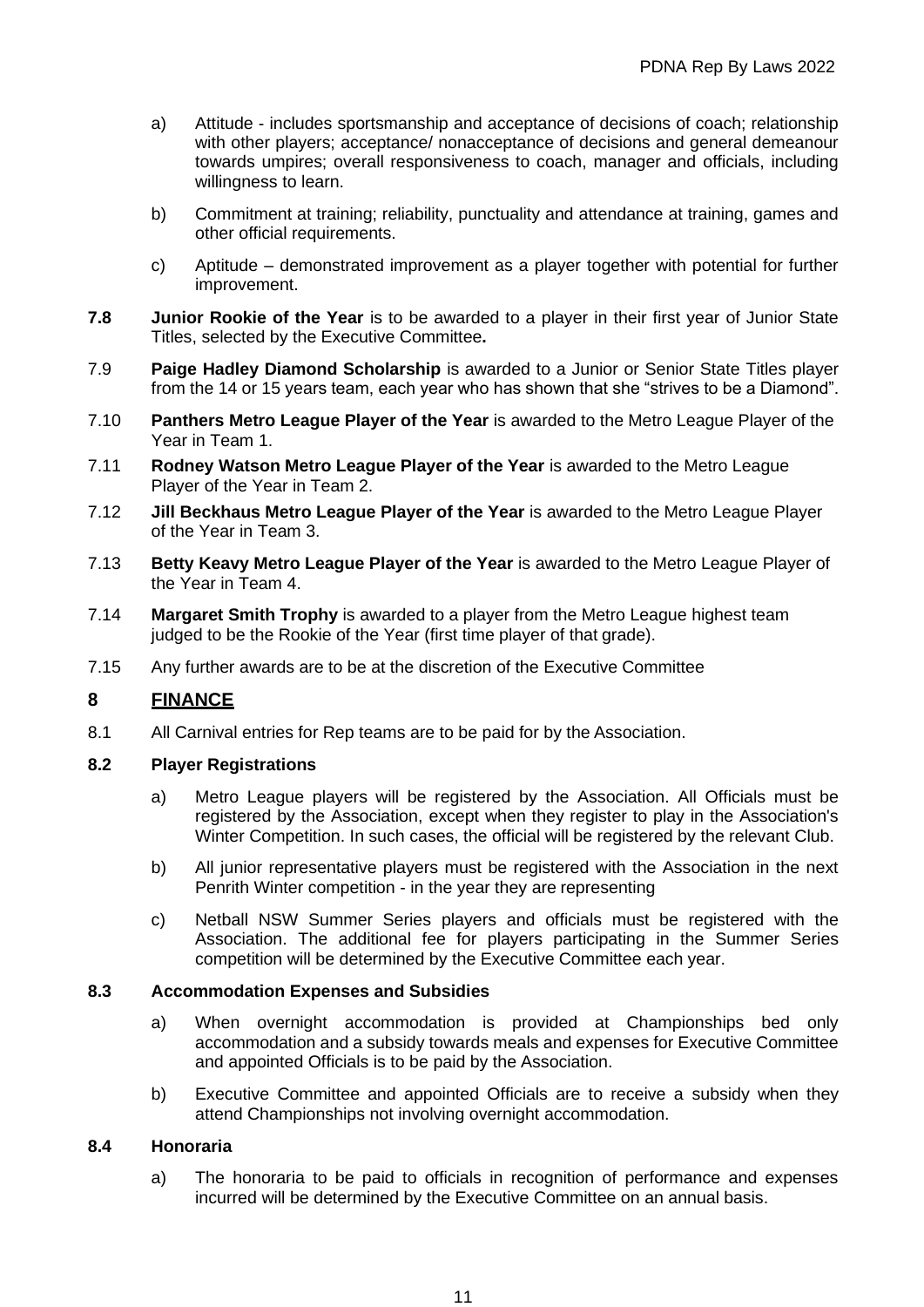a) Attitude - includes sportsmanship and acceptance of decisions of coach; relationship with other players; acceptance/ nonacceptance of decisions and general demeanour towards umpires; overall responsiveness to coach, manager and officials, including willingness to learn.

b) Commitment at training; reliability, punctuality and attendance at training, games and other official requirements.

c) Aptitude – demonstrated improvement as a player together with potential for further improvement.

**7.8** **Junior Rookie of the Year** is to be awarded to a player in their first year of Junior State Titles, selected by the Executive Committee**.**

7.9 **Paige Hadley Diamond Scholarship** is awarded to a Junior or Senior State Titles player from the 14 or 15 years team, each year who has shown that she "strives to be a Diamond".

7.10 **Panthers Metro League Player of the Year** is awarded to the Metro League Player of the Year in Team 1.

7.11 **Rodney Watson Metro League Player of the Year** is awarded to the Metro League Player of the Year in Team 2.

7.12 **Jill Beckhaus Metro League Player of the Year** is awarded to the Metro League Player of the Year in Team 3.

7.13 **Betty Keavy Metro League Player of the Year** is awarded to the Metro League Player of the Year in Team 4.

7.14 **Margaret Smith Trophy** is awarded to a player from the Metro League highest team judged to be the Rookie of the Year (first time player of that grade).

7.15 Any further awards are to be at the discretion of the Executive Committee

## 8 FINANCE

8.1 All Carnival entries for Rep teams are to be paid for by the Association.

### 8.2 Player Registrations

a) Metro League players will be registered by the Association. All Officials must be registered by the Association, except when they register to play in the Association's Winter Competition. In such cases, the official will be registered by the relevant Club.

b) All junior representative players must be registered with the Association in the next Penrith Winter competition - in the year they are representing

c) Netball NSW Summer Series players and officials must be registered with the Association. The additional fee for players participating in the Summer Series competition will be determined by the Executive Committee each year.

### 8.3 Accommodation Expenses and Subsidies

a) When overnight accommodation is provided at Championships bed only accommodation and a subsidy towards meals and expenses for Executive Committee and appointed Officials is to be paid by the Association.

b) Executive Committee and appointed Officials are to receive a subsidy when they attend Championships not involving overnight accommodation.

### 8.4 Honoraria

a) The honoraria to be paid to officials in recognition of performance and expenses incurred will be determined by the Executive Committee on an annual basis.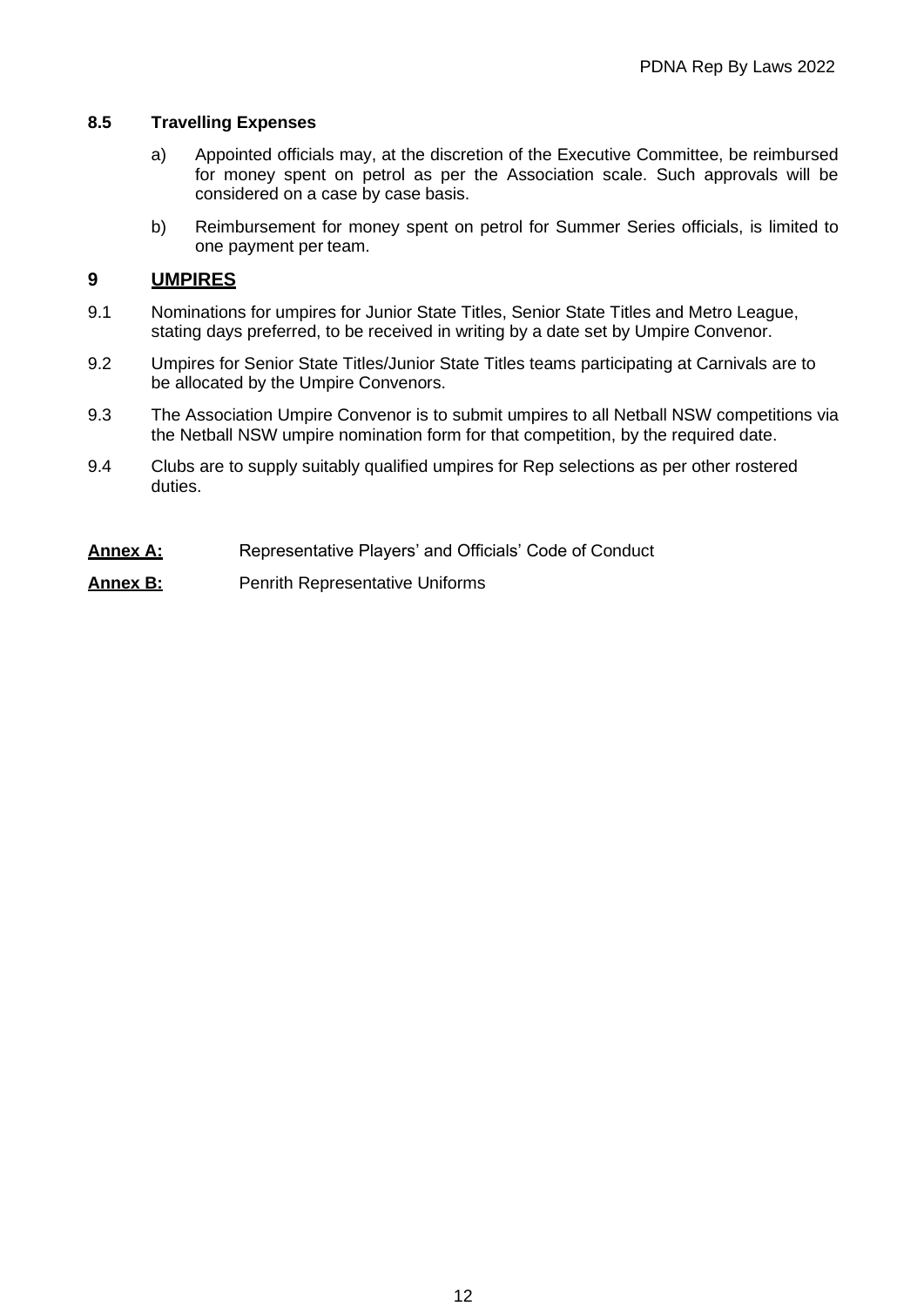### 8.5 Travelling Expenses

a) Appointed officials may, at the discretion of the Executive Committee, be reimbursed for money spent on petrol as per the Association scale. Such approvals will be considered on a case by case basis.

b) Reimbursement for money spent on petrol for Summer Series officials, is limited to one payment per team.

## 9 UMPIRES

9.1 Nominations for umpires for Junior State Titles, Senior State Titles and Metro League, stating days preferred, to be received in writing by a date set by Umpire Convenor.

9.2 Umpires for Senior State Titles/Junior State Titles teams participating at Carnivals are to be allocated by the Umpire Convenors.

9.3 The Association Umpire Convenor is to submit umpires to all Netball NSW competitions via the Netball NSW umpire nomination form for that competition, by the required date.

9.4 Clubs are to supply suitably qualified umpires for Rep selections as per other rostered duties.

**Annex A:** Representative Players' and Officials' Code of Conduct

**Annex B:** Penrith Representative Uniforms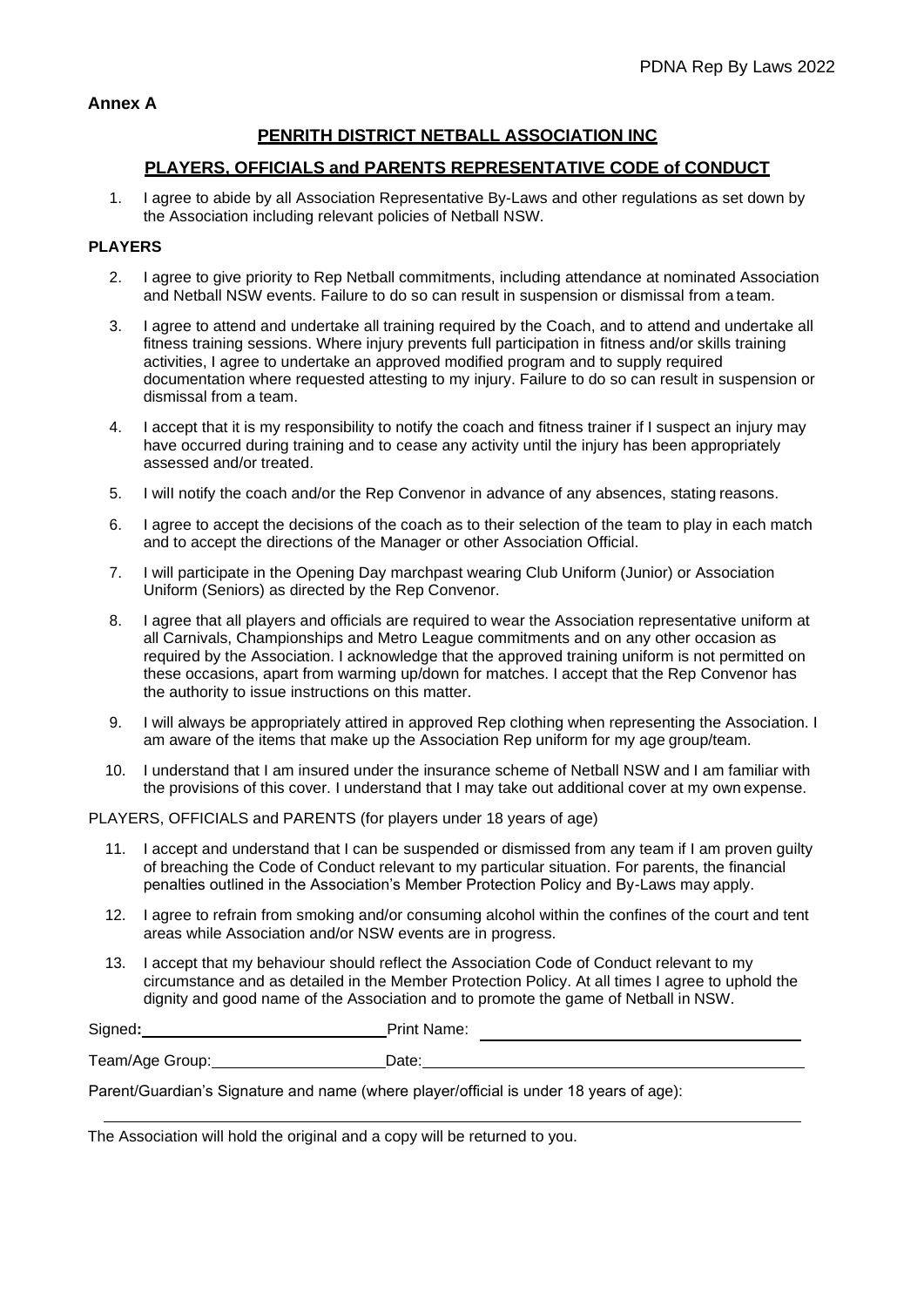**Annex A**

## PENRITH DISTRICT NETBALL ASSOCIATION INC

## PLAYERS, OFFICIALS and PARENTS REPRESENTATIVE CODE of CONDUCT

1. I agree to abide by all Association Representative By-Laws and other regulations as set down by the Association including relevant policies of Netball NSW.

**PLAYERS**

2. I agree to give priority to Rep Netball commitments, including attendance at nominated Association and Netball NSW events. Failure to do so can result in suspension or dismissal from a team.
3. I agree to attend and undertake all training required by the Coach, and to attend and undertake all fitness training sessions. Where injury prevents full participation in fitness and/or skills training activities, I agree to undertake an approved modified program and to supply required documentation where requested attesting to my injury. Failure to do so can result in suspension or dismissal from a team.
4. I accept that it is my responsibility to notify the coach and fitness trainer if I suspect an injury may have occurred during training and to cease any activity until the injury has been appropriately assessed and/or treated.
5. I wilI notify the coach and/or the Rep Convenor in advance of any absences, stating reasons.
6. I agree to accept the decisions of the coach as to their selection of the team to play in each match and to accept the directions of the Manager or other Association Official.
7. I will participate in the Opening Day marchpast wearing Club Uniform (Junior) or Association Uniform (Seniors) as directed by the Rep Convenor.
8. I agree that all players and officials are required to wear the Association representative uniform at all Carnivals, Championships and Metro League commitments and on any other occasion as required by the Association. I acknowledge that the approved training uniform is not permitted on these occasions, apart from warming up/down for matches. I accept that the Rep Convenor has the authority to issue instructions on this matter.
9. I will always be appropriately attired in approved Rep clothing when representing the Association. I am aware of the items that make up the Association Rep uniform for my age group/team.
10. I understand that I am insured under the insurance scheme of Netball NSW and I am familiar with the provisions of this cover. I understand that I may take out additional cover at my own expense.

PLAYERS, OFFICIALS and PARENTS (for players under 18 years of age)

11. I accept and understand that I can be suspended or dismissed from any team if I am proven guilty of breaching the Code of Conduct relevant to my particular situation. For parents, the financial penalties outlined in the Association's Member Protection Policy and By-Laws may apply.
12. I agree to refrain from smoking and/or consuming alcohol within the confines of the court and tent areas while Association and/or NSW events are in progress.
13. I accept that my behaviour should reflect the Association Code of Conduct relevant to my circumstance and as detailed in the Member Protection Policy. At all times I agree to uphold the dignity and good name of the Association and to promote the game of Netball in NSW.

Signed: ______________________ Print Name: ______________________

Team/Age Group: ______________________ Date: ______________________

Parent/Guardian's Signature and name (where player/official is under 18 years of age):

______________________________________________

The Association will hold the original and a copy will be returned to you.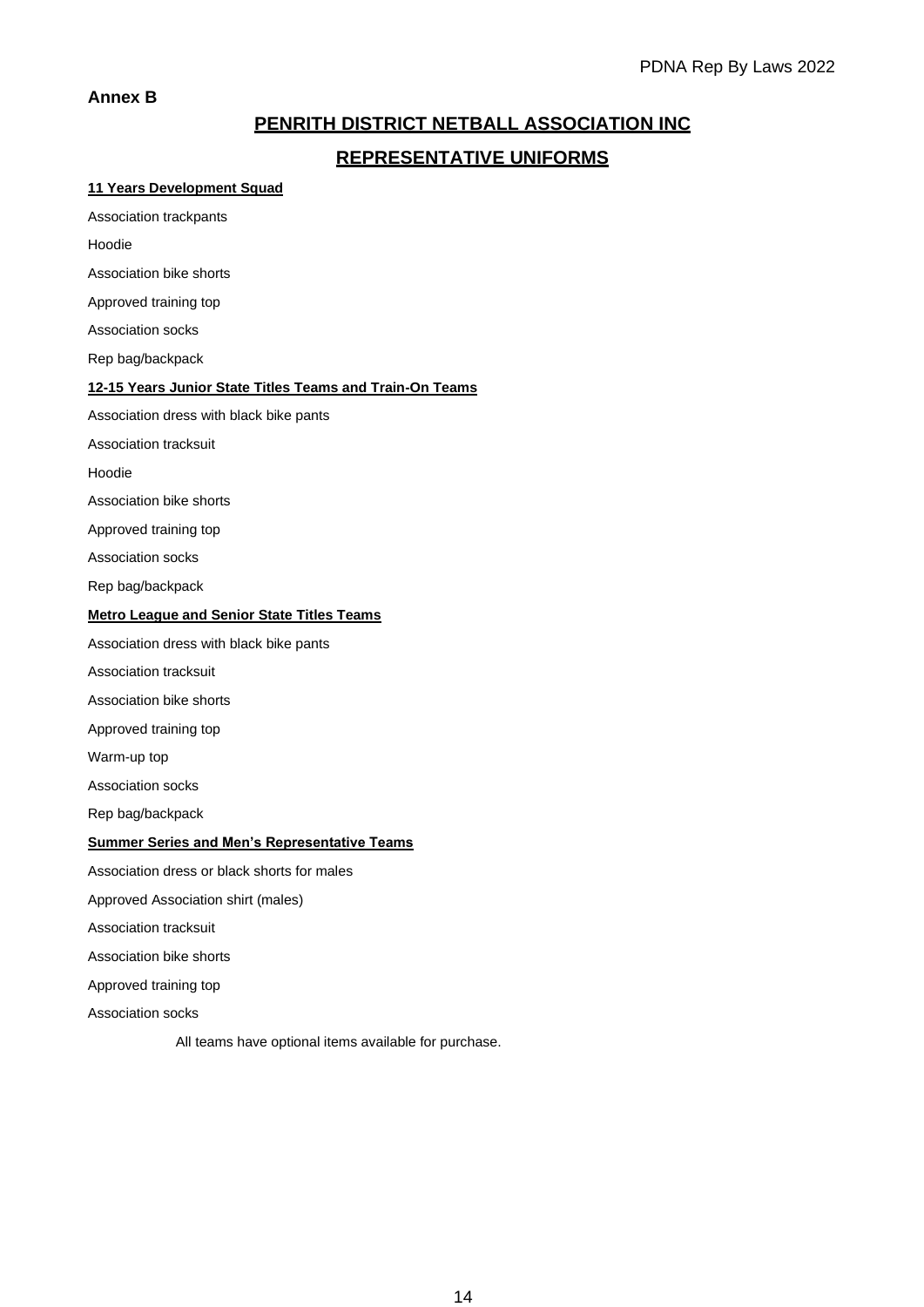**Annex B**

# PENRITH DISTRICT NETBALL ASSOCIATION INC

## REPRESENTATIVE UNIFORMS

**11 Years Development Squad**

Association trackpants

Hoodie

Association bike shorts

Approved training top

Association socks

Rep bag/backpack

**12-15 Years Junior State Titles Teams and Train-On Teams**

Association dress with black bike pants

Association tracksuit

Hoodie

Association bike shorts

Approved training top

Association socks

Rep bag/backpack

**Metro League and Senior State Titles Teams**

Association dress with black bike pants

Association tracksuit

Association bike shorts

Approved training top

Warm-up top

Association socks

Rep bag/backpack

**Summer Series and Men's Representative Teams**

Association dress or black shorts for males

Approved Association shirt (males)

Association tracksuit

Association bike shorts

Approved training top

Association socks

All teams have optional items available for purchase.